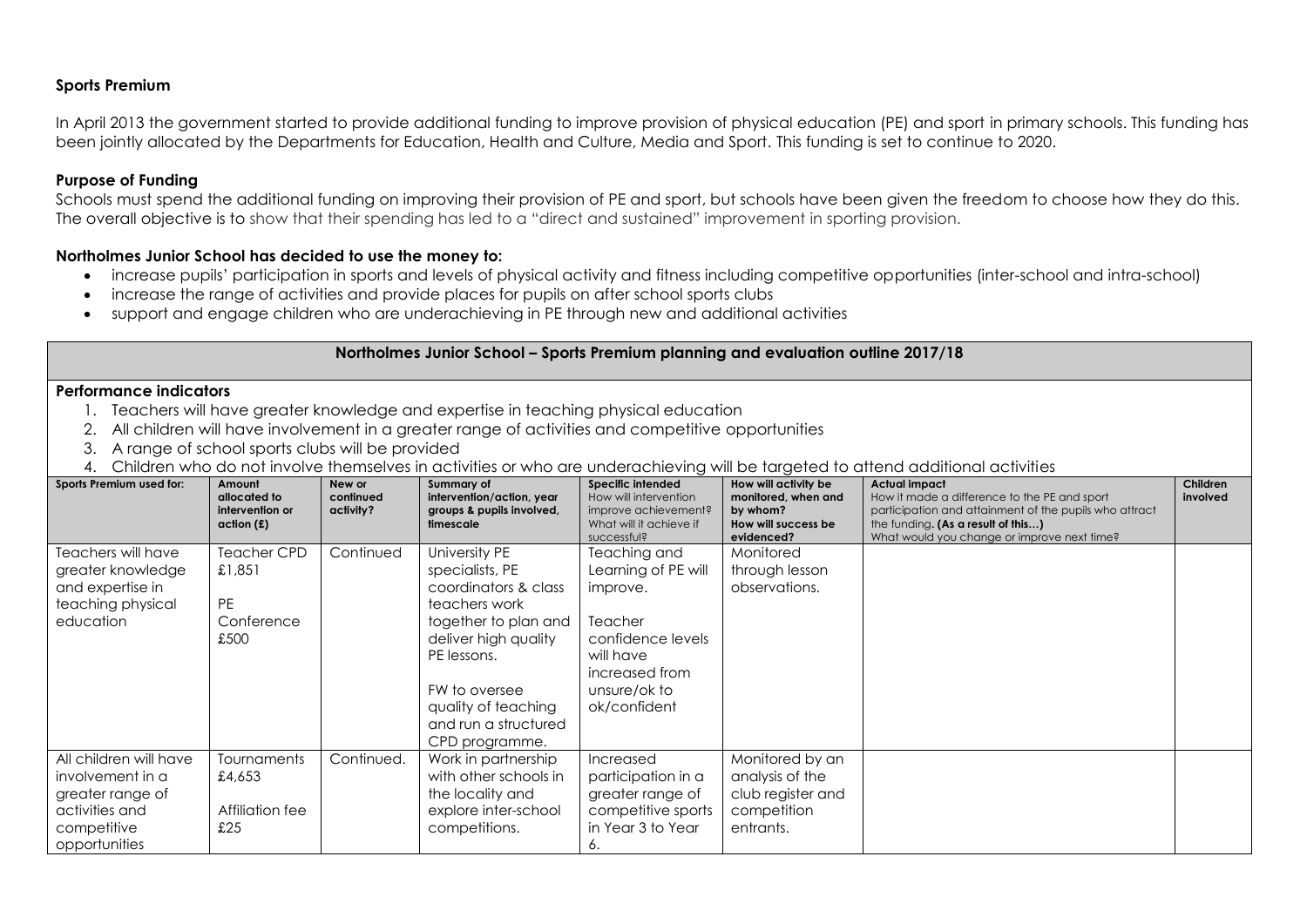**Sports Premium**

In April 2013 the government started to provide additional funding to improve provision of physical education (PE) and sport in primary schools. This funding has been jointly allocated by the Departments for Education, Health and Culture, Media and Sport. This funding is set to continue to 2020.

**Purpose of Funding**

Schools must spend the additional funding on improving their provision of PE and sport, but schools have been given the freedom to choose how they do this. The overall objective is to show that their spending has led to a "direct and sustained" improvement in sporting provision.

**Northolmes Junior School has decided to use the money to:**

- increase pupils' participation in sports and levels of physical activity and fitness including competitive opportunities (inter-school and intra-school)
- increase the range of activities and provide places for pupils on after school sports clubs
- support and engage children who are underachieving in PE through new and additional activities

**Northolmes Junior School – Sports Premium planning and evaluation outline 2017/18**

**Performance indicators**

1. Teachers will have greater knowledge and expertise in teaching physical education
2. All children will have involvement in a greater range of activities and competitive opportunities
3. A range of school sports clubs will be provided
4. Children who do not involve themselves in activities or who are underachieving will be targeted to attend additional activities

| Sports Premium used for: | Amount allocated to intervention or action (£) | New or continued activity? | Summary of intervention/action, year groups & pupils involved, timescale | Specific intended How will intervention improve achievement? What will it achieve if successful? | How will activity be monitored, when and by whom? How will success be evidenced? | Actual impact How it made a difference to the PE and sport participation and attainment of the pupils who attract the funding. **(As a result of this…)** What would you change or improve next time? | Children involved |
|---|---|---|---|---|---|---|---|
| Teachers will have greater knowledge and expertise in teaching physical education | Teacher CPD £1,851<br><br>PE Conference £500 | Continued | University PE specialists, PE coordinators & class teachers work together to plan and deliver high quality PE lessons.<br><br>FW to oversee quality of teaching and run a structured CPD programme. | Teaching and Learning of PE will improve.<br><br>Teacher confidence levels will have increased from unsure/ok to ok/confident | Monitored through lesson observations. | | |
| All children will have involvement in a greater range of activities and competitive opportunities | Tournaments £4,653<br><br>Affiliation fee £25 | Continued. | Work in partnership with other schools in the locality and explore inter-school competitions. | Increased participation in a greater range of competitive sports in Year 3 to Year 6. | Monitored by an analysis of the club register and competition entrants. | | |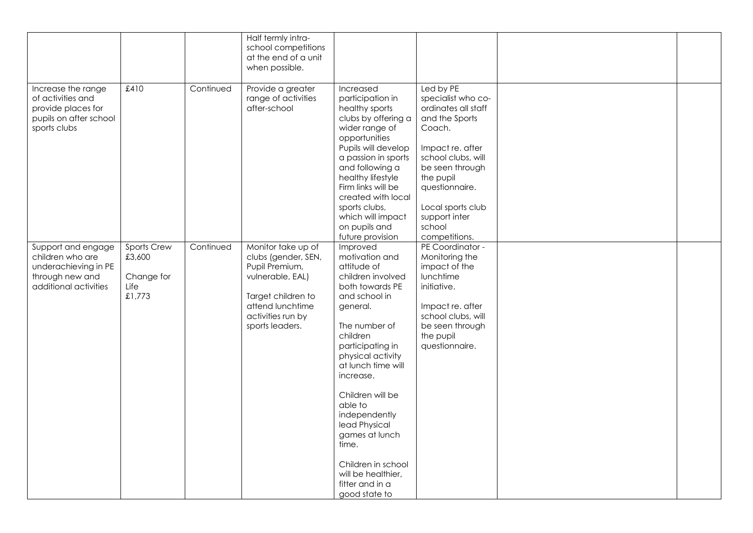| | | | | | | | |
|---|---|---|---|---|---|---|---|
| | | | Half termly intra-school competitions at the end of a unit when possible. | | | | |
| Increase the range of activities and provide places for pupils on after school sports clubs | £410 | Continued | Provide a greater range of activities after-school | Increased participation in healthy sports clubs by offering a wider range of opportunities<br>Pupils will develop a passion in sports and following a healthy lifestyle<br>Firm links will be created with local sports clubs, which will impact on pupils and future provision | Led by PE specialist who co-ordinates all staff and the Sports Coach.<br><br>Impact re. after school clubs, will be seen through the pupil questionnaire.<br><br>Local sports club support inter school competitions. | | |
| Support and engage children who are underachieving in PE through new and additional activities | Sports Crew £3,600<br><br>Change for Life £1,773 | Continued | Monitor take up of clubs (gender, SEN, Pupil Premium, vulnerable, EAL)<br><br>Target children to attend lunchtime activities run by sports leaders. | Improved motivation and attitude of children involved both towards PE and school in general.<br><br>The number of children participating in physical activity at lunch time will increase.<br><br>Children will be able to independently lead Physical games at lunch time.<br><br>Children in school will be healthier, fitter and in a good state to | PE Coordinator - Monitoring the impact of the lunchtime initiative.<br><br>Impact re. after school clubs, will be seen through the pupil questionnaire. | | |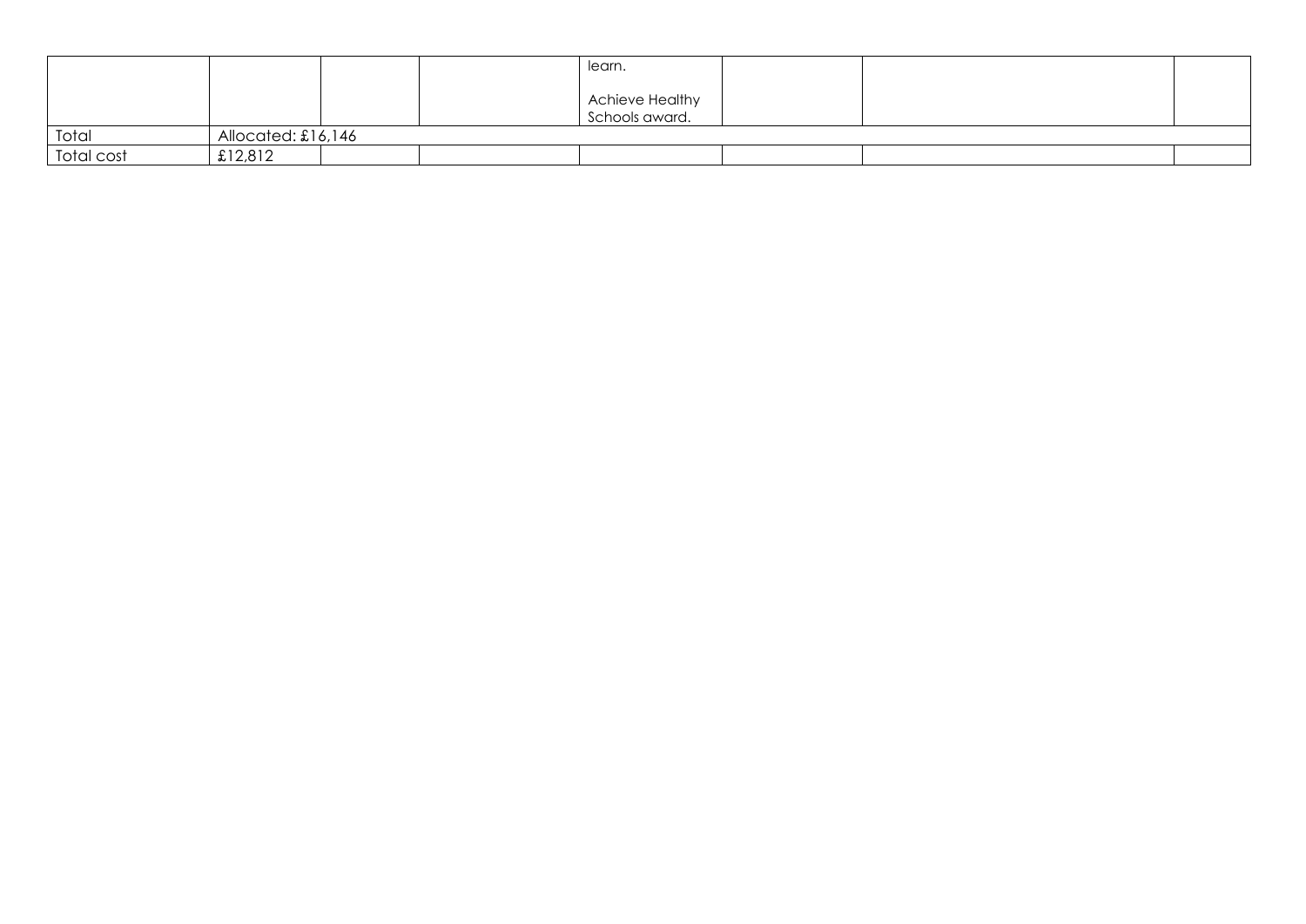| | | | | | | | |
|---|---|---|---|---|---|---|---|
| | | | | learn.<br><br>Achieve Healthy Schools award. | | | |
| Total | Allocated: £16,146 | | | | | | |
| Total cost | £12,812 | | | | | | |